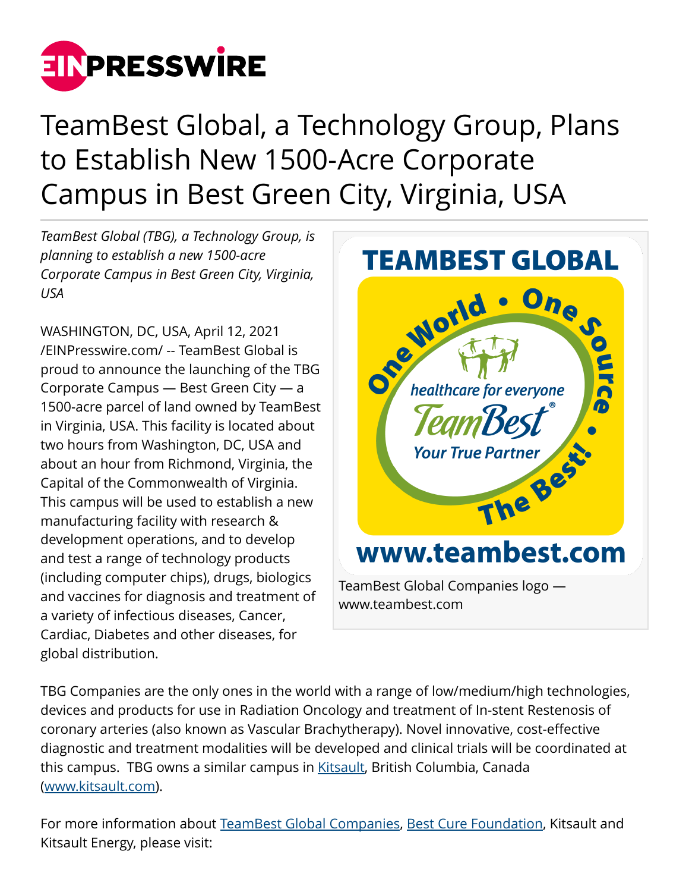# TeamBest Global, a Technology Group, Plans to Establish New 1500-Acre Corporate Campus in Best Green City, Virginia, USA

*TeamBest Global (TBG), a Technology Group, is planning to establish a new 1500-acre Corporate Campus in Best Green City, Virginia, USA*

WASHINGTON, DC, USA, April 12, 2021 /EINPresswire.com/ -- TeamBest Global is proud to announce the launching of the TBG Corporate Campus — Best Green City — a 1500-acre parcel of land owned by TeamBest in Virginia, USA. This facility is located about two hours from Washington, DC, USA and about an hour from Richmond, Virginia, the Capital of the Commonwealth of Virginia. This campus will be used to establish a new manufacturing facility with research & development operations, and to develop and test a range of technology products (including computer chips), drugs, biologics and vaccines for diagnosis and treatment of a variety of infectious diseases, Cancer, Cardiac, Diabetes and other diseases, for global distribution.

TeamBest Global Companies logo — www.teambest.com

TBG Companies are the only ones in the world with a range of low/medium/high technologies, devices and products for use in Radiation Oncology and treatment of In-stent Restenosis of coronary arteries (also known as Vascular Brachytherapy). Novel innovative, cost-effective diagnostic and treatment modalities will be developed and clinical trials will be coordinated at this campus. TBG owns a similar campus in Kitsault, British Columbia, Canada (www.kitsault.com).

For more information about TeamBest Global Companies, Best Cure Foundation, Kitsault and Kitsault Energy, please visit: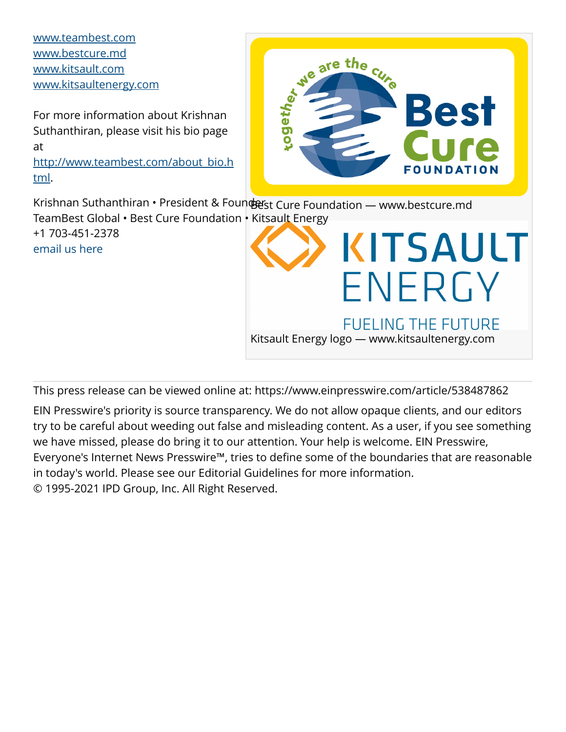www.teambest.com
www.bestcure.md
www.kitsault.com
www.kitsaultenergy.com

For more information about Krishnan Suthanthiran, please visit his bio page at http://www.teambest.com/about_bio.html.

Krishnan Suthanthiran • President & Founder
TeamBest Global • Best Cure Foundation • Kitsault Energy
+1 703-451-2378
email us here

Best Cure Foundation — www.bestcure.md

Kitsault Energy logo — www.kitsaultenergy.com

---

This press release can be viewed online at: https://www.einpresswire.com/article/538487862

EIN Presswire's priority is source transparency. We do not allow opaque clients, and our editors try to be careful about weeding out false and misleading content. As a user, if you see something we have missed, please do bring it to our attention. Your help is welcome. EIN Presswire, Everyone's Internet News Presswire™, tries to define some of the boundaries that are reasonable in today's world. Please see our Editorial Guidelines for more information.
© 1995-2021 IPD Group, Inc. All Right Reserved.